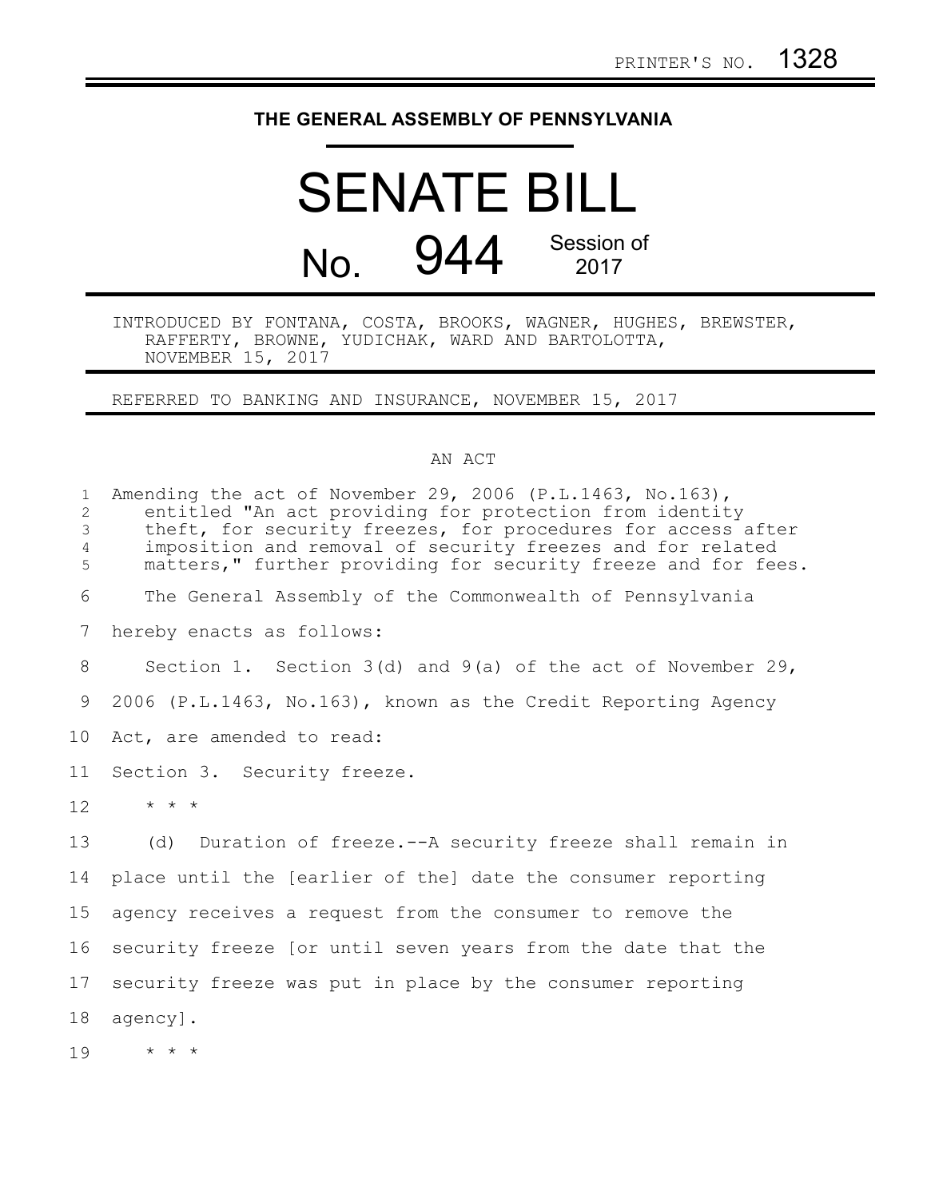PRINTER'S NO. 1328

# THE GENERAL ASSEMBLY OF PENNSYLVANIA

# SENATE BILL

## No. 944 Session of 2017

INTRODUCED BY FONTANA, COSTA, BROOKS, WAGNER, HUGHES, BREWSTER, RAFFERTY, BROWNE, YUDICHAK, WARD AND BARTOLOTTA, NOVEMBER 15, 2017

REFERRED TO BANKING AND INSURANCE, NOVEMBER 15, 2017

AN ACT

Amending the act of November 29, 2006 (P.L.1463, No.163), entitled "An act providing for protection from identity theft, for security freezes, for procedures for access after imposition and removal of security freezes and for related matters," further providing for security freeze and for fees.

The General Assembly of the Commonwealth of Pennsylvania hereby enacts as follows:

Section 1. Section 3(d) and 9(a) of the act of November 29, 2006 (P.L.1463, No.163), known as the Credit Reporting Agency Act, are amended to read:

Section 3. Security freeze.

\* \* \*

(d) Duration of freeze.--A security freeze shall remain in place until the [earlier of the] date the consumer reporting agency receives a request from the consumer to remove the security freeze [or until seven years from the date that the security freeze was put in place by the consumer reporting agency].

\* \* \*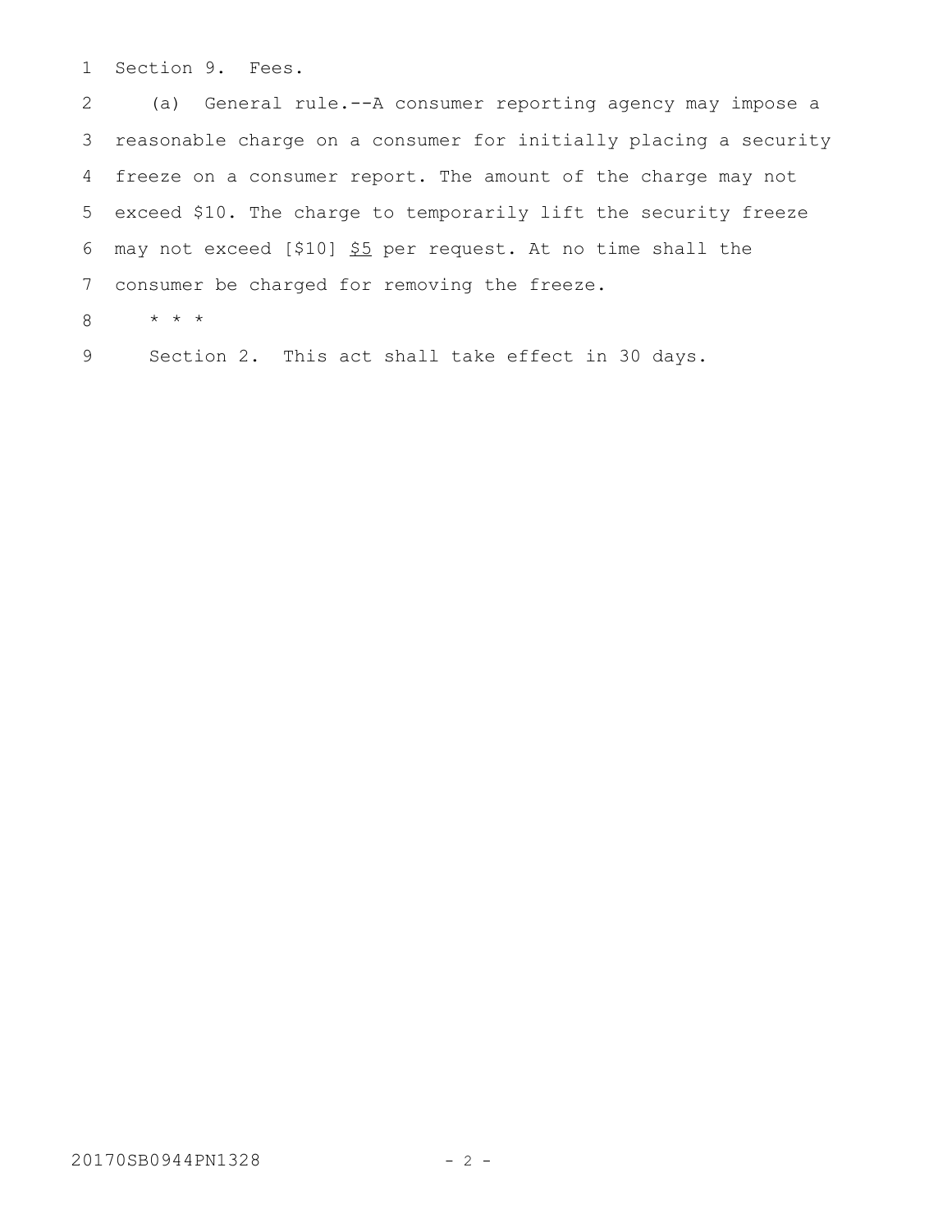Section 9. Fees.

(a) General rule.--A consumer reporting agency may impose a reasonable charge on a consumer for initially placing a security freeze on a consumer report. The amount of the charge may not exceed $10. The charge to temporarily lift the security freeze may not exceed [$10] <u>$5</u> per request. At no time shall the consumer be charged for removing the freeze.

* * *

Section 2. This act shall take effect in 30 days.